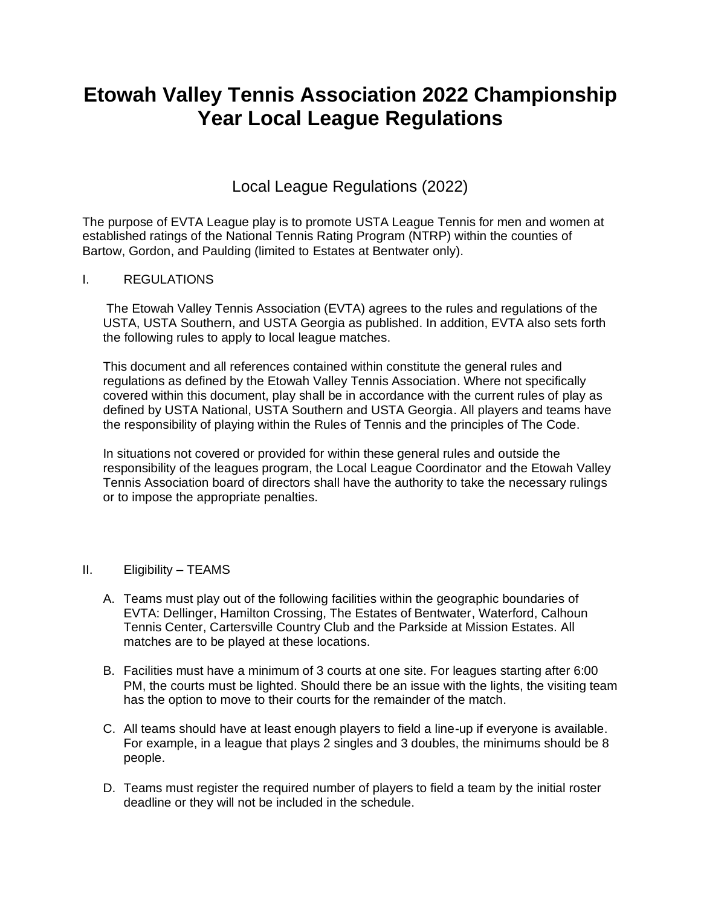# Etowah Valley Tennis Association 2022 Championship Year Local League Regulations

## Local League Regulations (2022)

The purpose of EVTA League play is to promote USTA League Tennis for men and women at established ratings of the National Tennis Rating Program (NTRP) within the counties of Bartow, Gordon, and Paulding (limited to Estates at Bentwater only).

I. REGULATIONS

The Etowah Valley Tennis Association (EVTA) agrees to the rules and regulations of the USTA, USTA Southern, and USTA Georgia as published. In addition, EVTA also sets forth the following rules to apply to local league matches.

This document and all references contained within constitute the general rules and regulations as defined by the Etowah Valley Tennis Association. Where not specifically covered within this document, play shall be in accordance with the current rules of play as defined by USTA National, USTA Southern and USTA Georgia. All players and teams have the responsibility of playing within the Rules of Tennis and the principles of The Code.

In situations not covered or provided for within these general rules and outside the responsibility of the leagues program, the Local League Coordinator and the Etowah Valley Tennis Association board of directors shall have the authority to take the necessary rulings or to impose the appropriate penalties.

II. Eligibility – TEAMS

A. Teams must play out of the following facilities within the geographic boundaries of EVTA: Dellinger, Hamilton Crossing, The Estates of Bentwater, Waterford, Calhoun Tennis Center, Cartersville Country Club and the Parkside at Mission Estates. All matches are to be played at these locations.

B. Facilities must have a minimum of 3 courts at one site. For leagues starting after 6:00 PM, the courts must be lighted. Should there be an issue with the lights, the visiting team has the option to move to their courts for the remainder of the match.

C. All teams should have at least enough players to field a line-up if everyone is available. For example, in a league that plays 2 singles and 3 doubles, the minimums should be 8 people.

D. Teams must register the required number of players to field a team by the initial roster deadline or they will not be included in the schedule.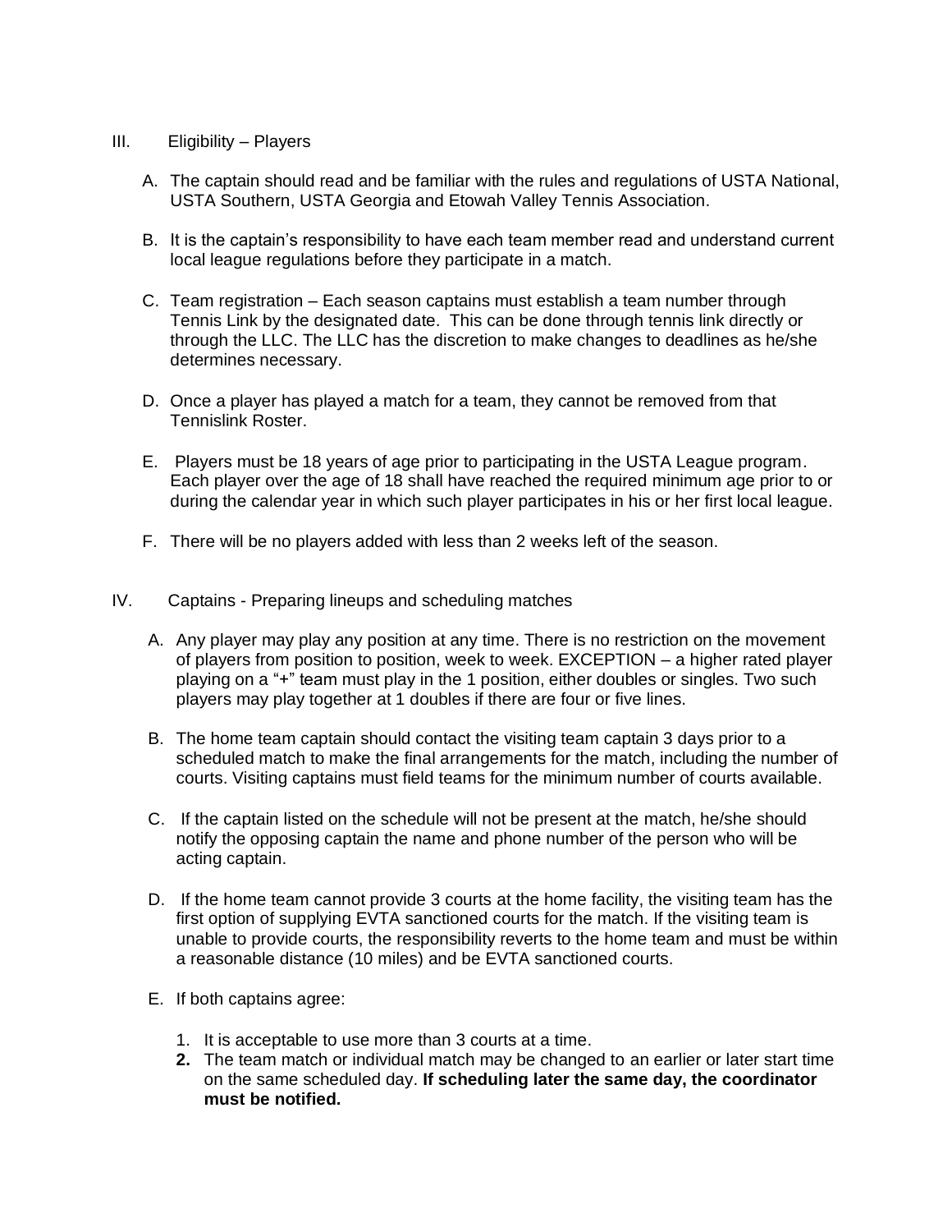## III. Eligibility – Players

A. The captain should read and be familiar with the rules and regulations of USTA National, USTA Southern, USTA Georgia and Etowah Valley Tennis Association.

B. It is the captain's responsibility to have each team member read and understand current local league regulations before they participate in a match.

C. Team registration – Each season captains must establish a team number through Tennis Link by the designated date. This can be done through tennis link directly or through the LLC. The LLC has the discretion to make changes to deadlines as he/she determines necessary.

D. Once a player has played a match for a team, they cannot be removed from that Tennislink Roster.

E. Players must be 18 years of age prior to participating in the USTA League program. Each player over the age of 18 shall have reached the required minimum age prior to or during the calendar year in which such player participates in his or her first local league.

F. There will be no players added with less than 2 weeks left of the season.

## IV. Captains - Preparing lineups and scheduling matches

A. Any player may play any position at any time. There is no restriction on the movement of players from position to position, week to week. EXCEPTION – a higher rated player playing on a "+" team must play in the 1 position, either doubles or singles. Two such players may play together at 1 doubles if there are four or five lines.

B. The home team captain should contact the visiting team captain 3 days prior to a scheduled match to make the final arrangements for the match, including the number of courts. Visiting captains must field teams for the minimum number of courts available.

C. If the captain listed on the schedule will not be present at the match, he/she should notify the opposing captain the name and phone number of the person who will be acting captain.

D. If the home team cannot provide 3 courts at the home facility, the visiting team has the first option of supplying EVTA sanctioned courts for the match. If the visiting team is unable to provide courts, the responsibility reverts to the home team and must be within a reasonable distance (10 miles) and be EVTA sanctioned courts.

E. If both captains agree:

1. It is acceptable to use more than 3 courts at a time.
2. The team match or individual match may be changed to an earlier or later start time on the same scheduled day. **If scheduling later the same day, the coordinator must be notified.**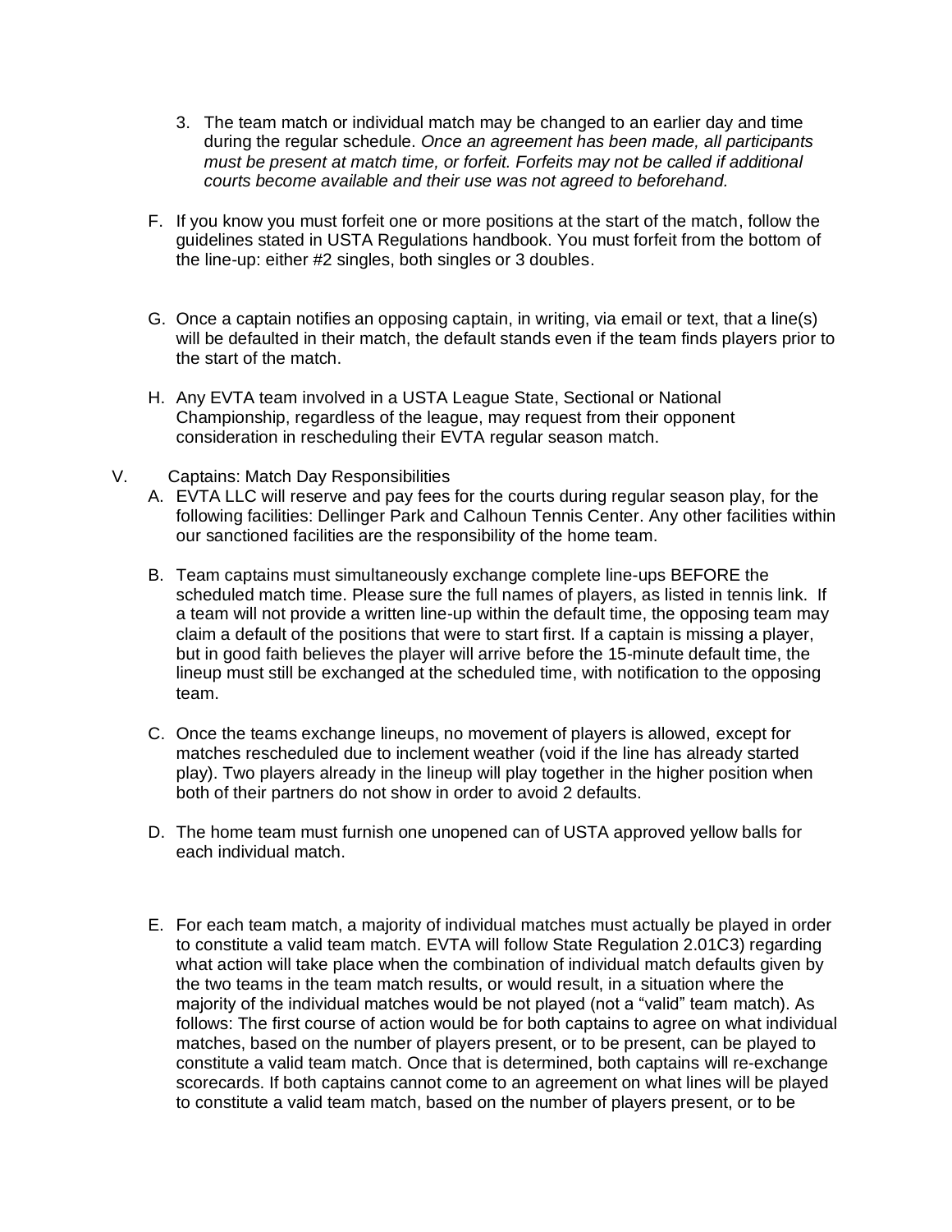3. The team match or individual match may be changed to an earlier day and time during the regular schedule. *Once an agreement has been made, all participants must be present at match time, or forfeit. Forfeits may not be called if additional courts become available and their use was not agreed to beforehand.*

F. If you know you must forfeit one or more positions at the start of the match, follow the guidelines stated in USTA Regulations handbook. You must forfeit from the bottom of the line-up: either #2 singles, both singles or 3 doubles.

G. Once a captain notifies an opposing captain, in writing, via email or text, that a line(s) will be defaulted in their match, the default stands even if the team finds players prior to the start of the match.

H. Any EVTA team involved in a USTA League State, Sectional or National Championship, regardless of the league, may request from their opponent consideration in rescheduling their EVTA regular season match.

## V. Captains: Match Day Responsibilities

A. EVTA LLC will reserve and pay fees for the courts during regular season play, for the following facilities: Dellinger Park and Calhoun Tennis Center. Any other facilities within our sanctioned facilities are the responsibility of the home team.

B. Team captains must simultaneously exchange complete line-ups BEFORE the scheduled match time. Please sure the full names of players, as listed in tennis link. If a team will not provide a written line-up within the default time, the opposing team may claim a default of the positions that were to start first. If a captain is missing a player, but in good faith believes the player will arrive before the 15-minute default time, the lineup must still be exchanged at the scheduled time, with notification to the opposing team.

C. Once the teams exchange lineups, no movement of players is allowed, except for matches rescheduled due to inclement weather (void if the line has already started play). Two players already in the lineup will play together in the higher position when both of their partners do not show in order to avoid 2 defaults.

D. The home team must furnish one unopened can of USTA approved yellow balls for each individual match.

E. For each team match, a majority of individual matches must actually be played in order to constitute a valid team match. EVTA will follow State Regulation 2.01C3) regarding what action will take place when the combination of individual match defaults given by the two teams in the team match results, or would result, in a situation where the majority of the individual matches would be not played (not a "valid" team match). As follows: The first course of action would be for both captains to agree on what individual matches, based on the number of players present, or to be present, can be played to constitute a valid team match. Once that is determined, both captains will re-exchange scorecards. If both captains cannot come to an agreement on what lines will be played to constitute a valid team match, based on the number of players present, or to be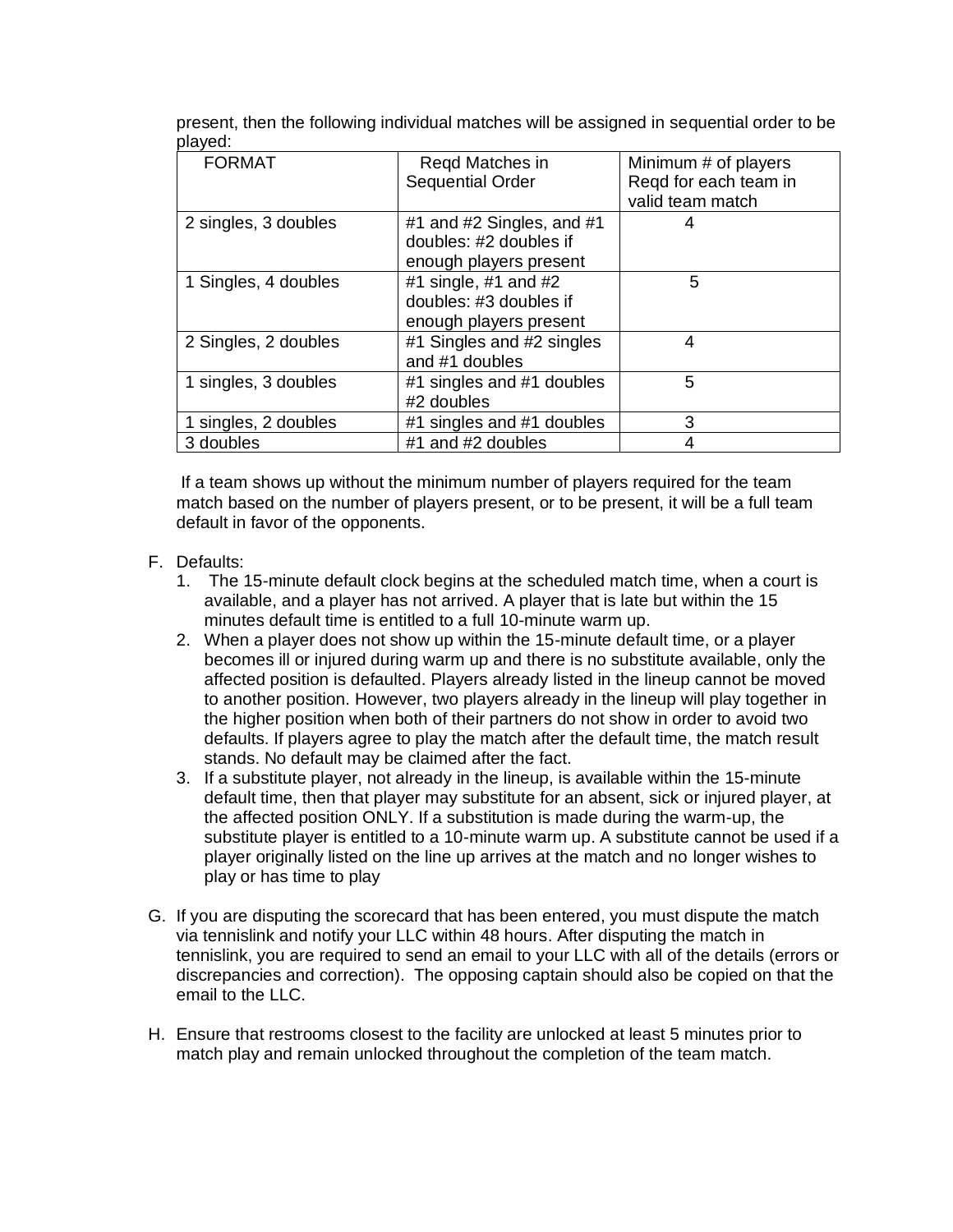present, then the following individual matches will be assigned in sequential order to be played:

| FORMAT | Reqd Matches in Sequential Order | Minimum # of players Reqd for each team in valid team match |
| --- | --- | --- |
| 2 singles, 3 doubles | #1 and #2 Singles, and #1 doubles: #2 doubles if enough players present | 4 |
| 1 Singles, 4 doubles | #1 single, #1 and #2 doubles: #3 doubles if enough players present | 5 |
| 2 Singles, 2 doubles | #1 Singles and #2 singles and #1 doubles | 4 |
| 1 singles, 3 doubles | #1 singles and #1 doubles #2 doubles | 5 |
| 1 singles, 2 doubles | #1 singles and #1 doubles | 3 |
| 3 doubles | #1 and #2 doubles | 4 |

If a team shows up without the minimum number of players required for the team match based on the number of players present, or to be present, it will be a full team default in favor of the opponents.

F. Defaults:
   1. The 15-minute default clock begins at the scheduled match time, when a court is available, and a player has not arrived. A player that is late but within the 15 minutes default time is entitled to a full 10-minute warm up.
   2. When a player does not show up within the 15-minute default time, or a player becomes ill or injured during warm up and there is no substitute available, only the affected position is defaulted. Players already listed in the lineup cannot be moved to another position. However, two players already in the lineup will play together in the higher position when both of their partners do not show in order to avoid two defaults. If players agree to play the match after the default time, the match result stands. No default may be claimed after the fact.
   3. If a substitute player, not already in the lineup, is available within the 15-minute default time, then that player may substitute for an absent, sick or injured player, at the affected position ONLY. If a substitution is made during the warm-up, the substitute player is entitled to a 10-minute warm up. A substitute cannot be used if a player originally listed on the line up arrives at the match and no longer wishes to play or has time to play

G. If you are disputing the scorecard that has been entered, you must dispute the match via tennislink and notify your LLC within 48 hours. After disputing the match in tennislink, you are required to send an email to your LLC with all of the details (errors or discrepancies and correction). The opposing captain should also be copied on that the email to the LLC.

H. Ensure that restrooms closest to the facility are unlocked at least 5 minutes prior to match play and remain unlocked throughout the completion of the team match.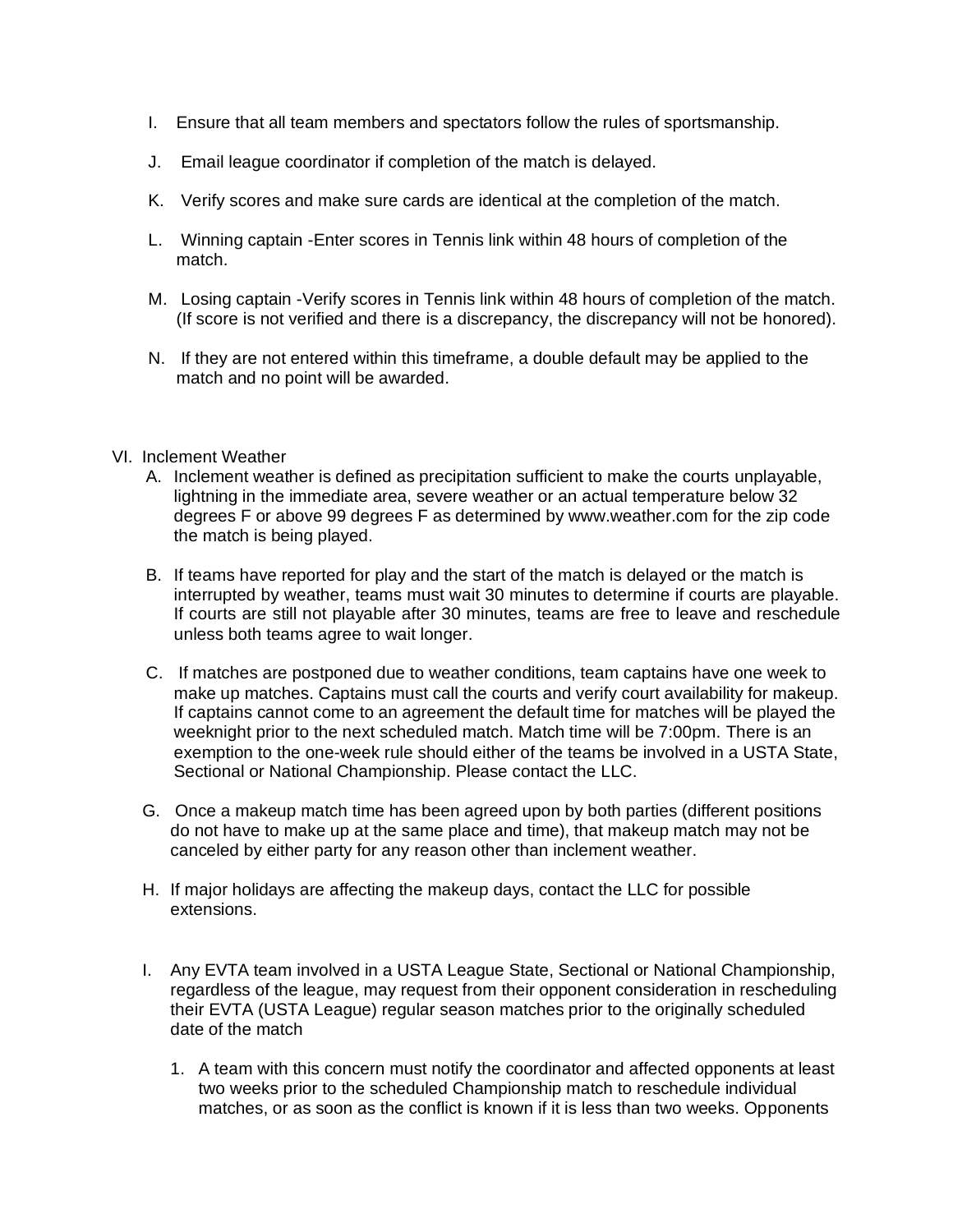I. Ensure that all team members and spectators follow the rules of sportsmanship.

J. Email league coordinator if completion of the match is delayed.

K. Verify scores and make sure cards are identical at the completion of the match.

L. Winning captain -Enter scores in Tennis link within 48 hours of completion of the match.

M. Losing captain -Verify scores in Tennis link within 48 hours of completion of the match. (If score is not verified and there is a discrepancy, the discrepancy will not be honored).

N. If they are not entered within this timeframe, a double default may be applied to the match and no point will be awarded.

VI. Inclement Weather

A. Inclement weather is defined as precipitation sufficient to make the courts unplayable, lightning in the immediate area, severe weather or an actual temperature below 32 degrees F or above 99 degrees F as determined by www.weather.com for the zip code the match is being played.

B. If teams have reported for play and the start of the match is delayed or the match is interrupted by weather, teams must wait 30 minutes to determine if courts are playable. If courts are still not playable after 30 minutes, teams are free to leave and reschedule unless both teams agree to wait longer.

C. If matches are postponed due to weather conditions, team captains have one week to make up matches. Captains must call the courts and verify court availability for makeup. If captains cannot come to an agreement the default time for matches will be played the weeknight prior to the next scheduled match. Match time will be 7:00pm. There is an exemption to the one-week rule should either of the teams be involved in a USTA State, Sectional or National Championship. Please contact the LLC.

G. Once a makeup match time has been agreed upon by both parties (different positions do not have to make up at the same place and time), that makeup match may not be canceled by either party for any reason other than inclement weather.

H. If major holidays are affecting the makeup days, contact the LLC for possible extensions.

I. Any EVTA team involved in a USTA League State, Sectional or National Championship, regardless of the league, may request from their opponent consideration in rescheduling their EVTA (USTA League) regular season matches prior to the originally scheduled date of the match

1. A team with this concern must notify the coordinator and affected opponents at least two weeks prior to the scheduled Championship match to reschedule individual matches, or as soon as the conflict is known if it is less than two weeks. Opponents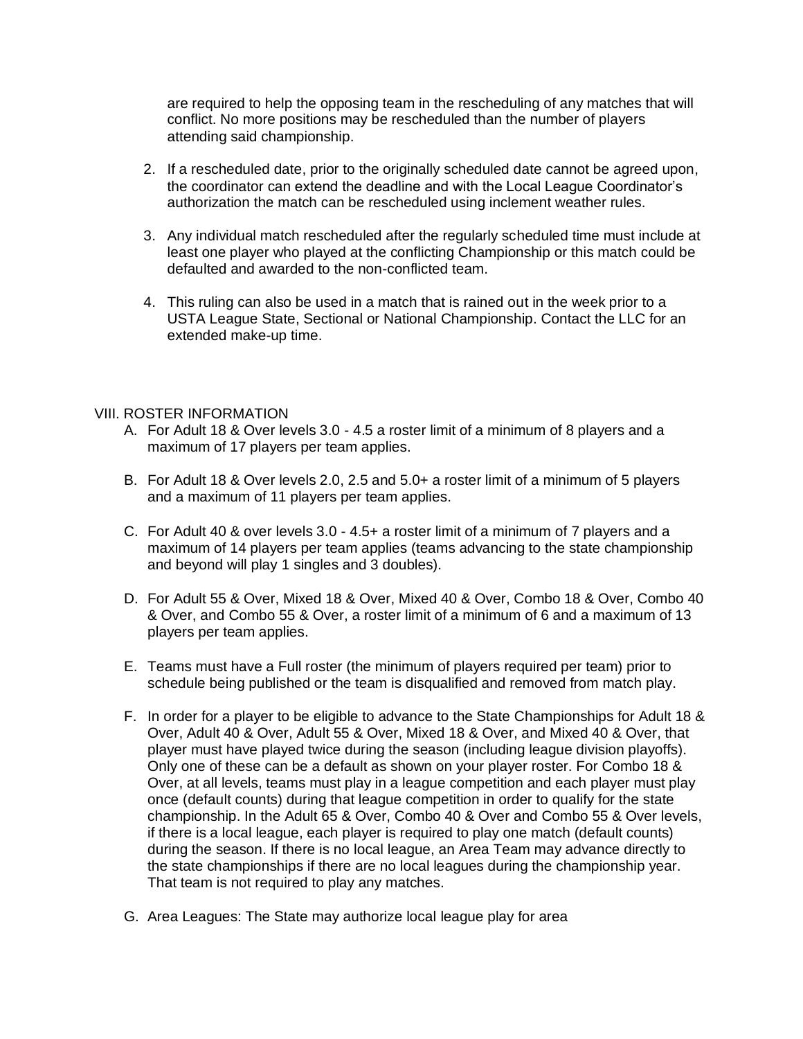are required to help the opposing team in the rescheduling of any matches that will conflict. No more positions may be rescheduled than the number of players attending said championship.

2. If a rescheduled date, prior to the originally scheduled date cannot be agreed upon, the coordinator can extend the deadline and with the Local League Coordinator's authorization the match can be rescheduled using inclement weather rules.

3. Any individual match rescheduled after the regularly scheduled time must include at least one player who played at the conflicting Championship or this match could be defaulted and awarded to the non-conflicted team.

4. This ruling can also be used in a match that is rained out in the week prior to a USTA League State, Sectional or National Championship. Contact the LLC for an extended make-up time.

## VIII. ROSTER INFORMATION

A. For Adult 18 & Over levels 3.0 - 4.5 a roster limit of a minimum of 8 players and a maximum of 17 players per team applies.

B. For Adult 18 & Over levels 2.0, 2.5 and 5.0+ a roster limit of a minimum of 5 players and a maximum of 11 players per team applies.

C. For Adult 40 & over levels 3.0 - 4.5+ a roster limit of a minimum of 7 players and a maximum of 14 players per team applies (teams advancing to the state championship and beyond will play 1 singles and 3 doubles).

D. For Adult 55 & Over, Mixed 18 & Over, Mixed 40 & Over, Combo 18 & Over, Combo 40 & Over, and Combo 55 & Over, a roster limit of a minimum of 6 and a maximum of 13 players per team applies.

E. Teams must have a Full roster (the minimum of players required per team) prior to schedule being published or the team is disqualified and removed from match play.

F. In order for a player to be eligible to advance to the State Championships for Adult 18 & Over, Adult 40 & Over, Adult 55 & Over, Mixed 18 & Over, and Mixed 40 & Over, that player must have played twice during the season (including league division playoffs). Only one of these can be a default as shown on your player roster. For Combo 18 & Over, at all levels, teams must play in a league competition and each player must play once (default counts) during that league competition in order to qualify for the state championship. In the Adult 65 & Over, Combo 40 & Over and Combo 55 & Over levels, if there is a local league, each player is required to play one match (default counts) during the season. If there is no local league, an Area Team may advance directly to the state championships if there are no local leagues during the championship year. That team is not required to play any matches.

G. Area Leagues: The State may authorize local league play for area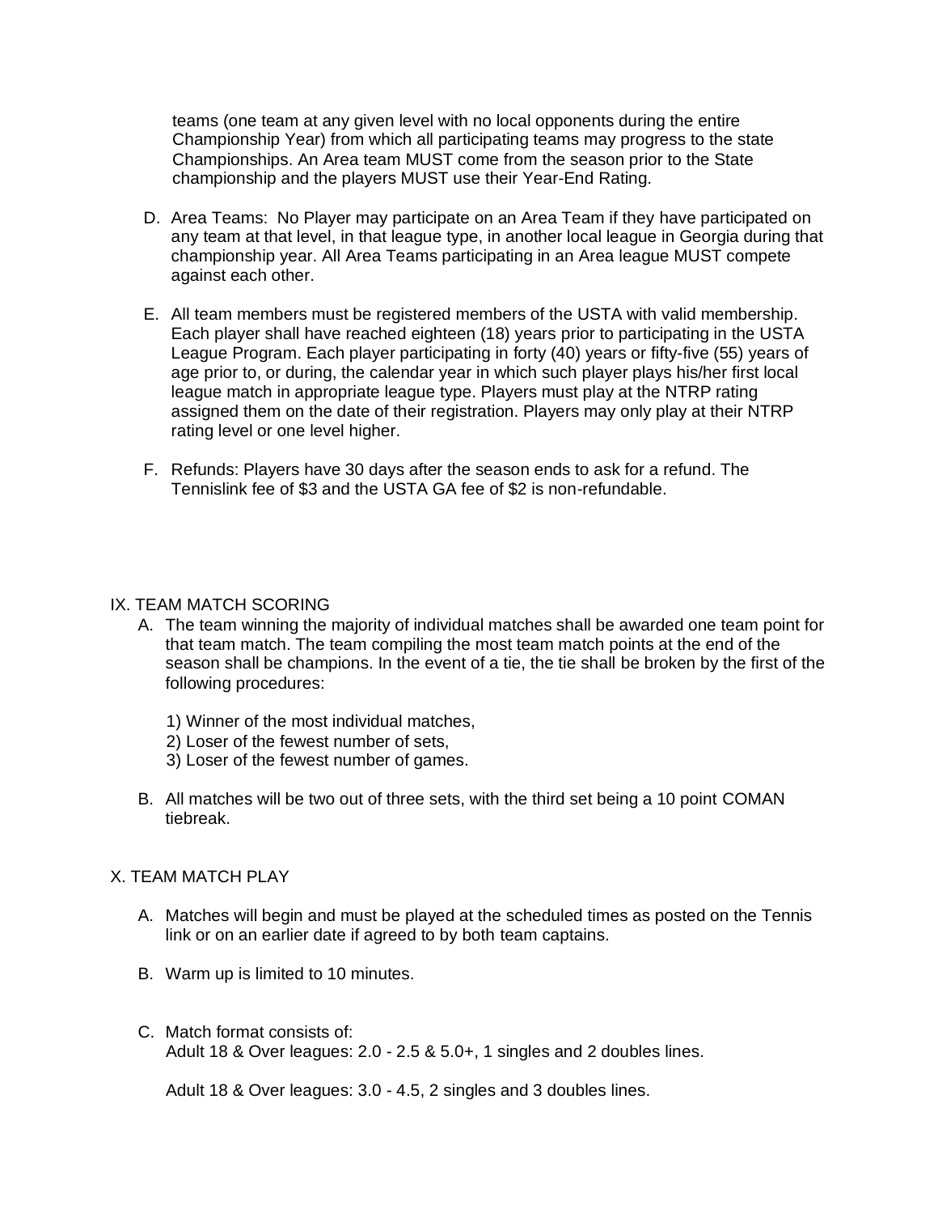teams (one team at any given level with no local opponents during the entire Championship Year) from which all participating teams may progress to the state Championships. An Area team MUST come from the season prior to the State championship and the players MUST use their Year-End Rating.

D. Area Teams: No Player may participate on an Area Team if they have participated on any team at that level, in that league type, in another local league in Georgia during that championship year. All Area Teams participating in an Area league MUST compete against each other.

E. All team members must be registered members of the USTA with valid membership. Each player shall have reached eighteen (18) years prior to participating in the USTA League Program. Each player participating in forty (40) years or fifty-five (55) years of age prior to, or during, the calendar year in which such player plays his/her first local league match in appropriate league type. Players must play at the NTRP rating assigned them on the date of their registration. Players may only play at their NTRP rating level or one level higher.

F. Refunds: Players have 30 days after the season ends to ask for a refund. The Tennislink fee of $3 and the USTA GA fee of $2 is non-refundable.

## IX. TEAM MATCH SCORING

A. The team winning the majority of individual matches shall be awarded one team point for that team match. The team compiling the most team match points at the end of the season shall be champions. In the event of a tie, the tie shall be broken by the first of the following procedures:

   1) Winner of the most individual matches,
   2) Loser of the fewest number of sets,
   3) Loser of the fewest number of games.

B. All matches will be two out of three sets, with the third set being a 10 point COMAN tiebreak.

## X. TEAM MATCH PLAY

A. Matches will begin and must be played at the scheduled times as posted on the Tennis link or on an earlier date if agreed to by both team captains.

B. Warm up is limited to 10 minutes.

C. Match format consists of:
   Adult 18 & Over leagues: 2.0 - 2.5 & 5.0+, 1 singles and 2 doubles lines.

   Adult 18 & Over leagues: 3.0 - 4.5, 2 singles and 3 doubles lines.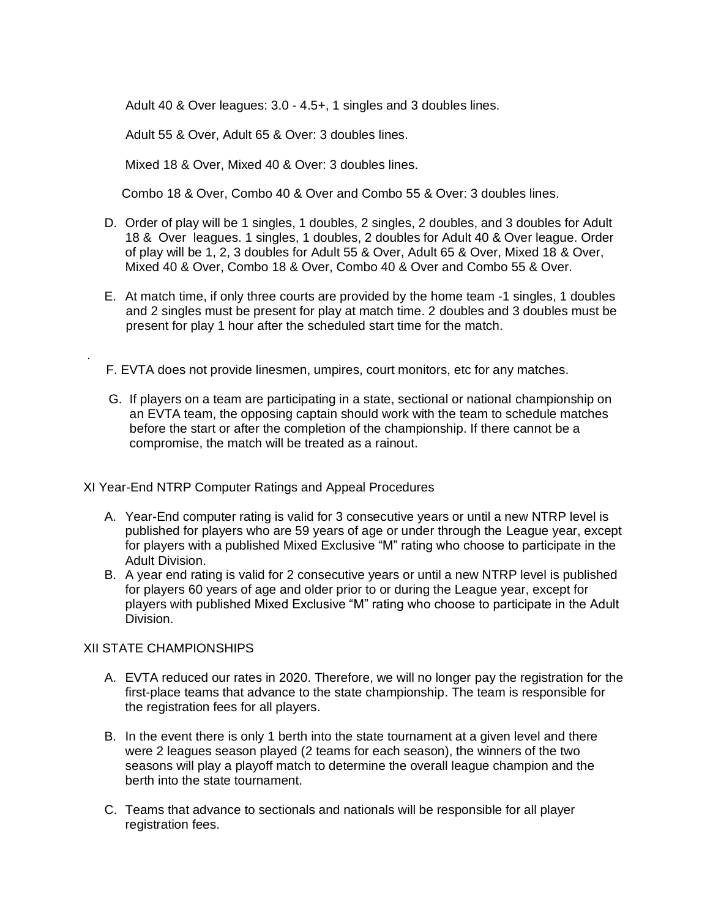Adult 40 & Over leagues: 3.0 - 4.5+, 1 singles and 3 doubles lines.

Adult 55 & Over, Adult 65 & Over: 3 doubles lines.

Mixed 18 & Over, Mixed 40 & Over: 3 doubles lines.

Combo 18 & Over, Combo 40 & Over and Combo 55 & Over: 3 doubles lines.

D. Order of play will be 1 singles, 1 doubles, 2 singles, 2 doubles, and 3 doubles for Adult 18 & Over leagues. 1 singles, 1 doubles, 2 doubles for Adult 40 & Over league. Order of play will be 1, 2, 3 doubles for Adult 55 & Over, Adult 65 & Over, Mixed 18 & Over, Mixed 40 & Over, Combo 18 & Over, Combo 40 & Over and Combo 55 & Over.

E. At match time, if only three courts are provided by the home team -1 singles, 1 doubles and 2 singles must be present for play at match time. 2 doubles and 3 doubles must be present for play 1 hour after the scheduled start time for the match.

F. EVTA does not provide linesmen, umpires, court monitors, etc for any matches.

G. If players on a team are participating in a state, sectional or national championship on an EVTA team, the opposing captain should work with the team to schedule matches before the start or after the completion of the championship. If there cannot be a compromise, the match will be treated as a rainout.

## XI Year-End NTRP Computer Ratings and Appeal Procedures

A. Year-End computer rating is valid for 3 consecutive years or until a new NTRP level is published for players who are 59 years of age or under through the League year, except for players with a published Mixed Exclusive "M" rating who choose to participate in the Adult Division.

B. A year end rating is valid for 2 consecutive years or until a new NTRP level is published for players 60 years of age and older prior to or during the League year, except for players with published Mixed Exclusive "M" rating who choose to participate in the Adult Division.

## XII STATE CHAMPIONSHIPS

A. EVTA reduced our rates in 2020. Therefore, we will no longer pay the registration for the first-place teams that advance to the state championship. The team is responsible for the registration fees for all players.

B. In the event there is only 1 berth into the state tournament at a given level and there were 2 leagues season played (2 teams for each season), the winners of the two seasons will play a playoff match to determine the overall league champion and the berth into the state tournament.

C. Teams that advance to sectionals and nationals will be responsible for all player registration fees.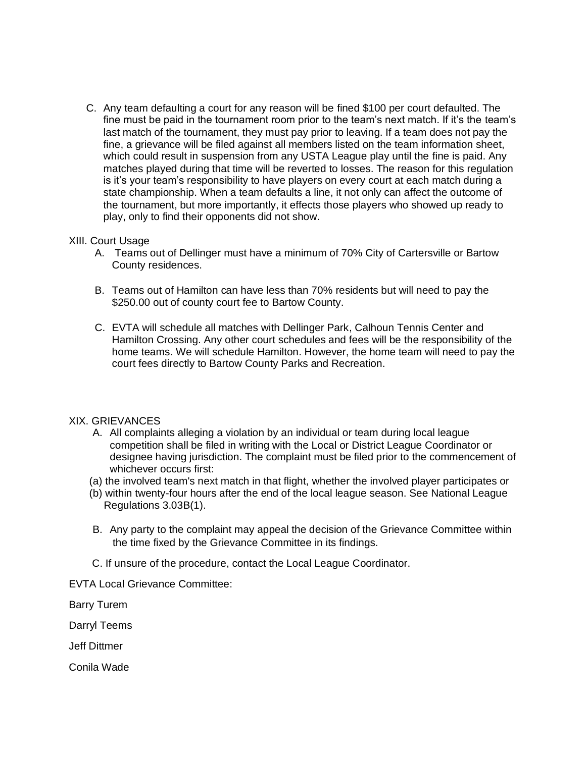C. Any team defaulting a court for any reason will be fined $100 per court defaulted. The fine must be paid in the tournament room prior to the team's next match. If it's the team's last match of the tournament, they must pay prior to leaving. If a team does not pay the fine, a grievance will be filed against all members listed on the team information sheet, which could result in suspension from any USTA League play until the fine is paid. Any matches played during that time will be reverted to losses. The reason for this regulation is it's your team's responsibility to have players on every court at each match during a state championship. When a team defaults a line, it not only can affect the outcome of the tournament, but more importantly, it effects those players who showed up ready to play, only to find their opponents did not show.

XIII. Court Usage

A. Teams out of Dellinger must have a minimum of 70% City of Cartersville or Bartow County residences.

B. Teams out of Hamilton can have less than 70% residents but will need to pay the $250.00 out of county court fee to Bartow County.

C. EVTA will schedule all matches with Dellinger Park, Calhoun Tennis Center and Hamilton Crossing. Any other court schedules and fees will be the responsibility of the home teams. We will schedule Hamilton. However, the home team will need to pay the court fees directly to Bartow County Parks and Recreation.

XIX. GRIEVANCES

A. All complaints alleging a violation by an individual or team during local league competition shall be filed in writing with the Local or District League Coordinator or designee having jurisdiction. The complaint must be filed prior to the commencement of whichever occurs first:

(a) the involved team's next match in that flight, whether the involved player participates or

(b) within twenty-four hours after the end of the local league season. See National League Regulations 3.03B(1).

B. Any party to the complaint may appeal the decision of the Grievance Committee within the time fixed by the Grievance Committee in its findings.

C. If unsure of the procedure, contact the Local League Coordinator.

EVTA Local Grievance Committee:

Barry Turem

Darryl Teems

Jeff Dittmer

Conila Wade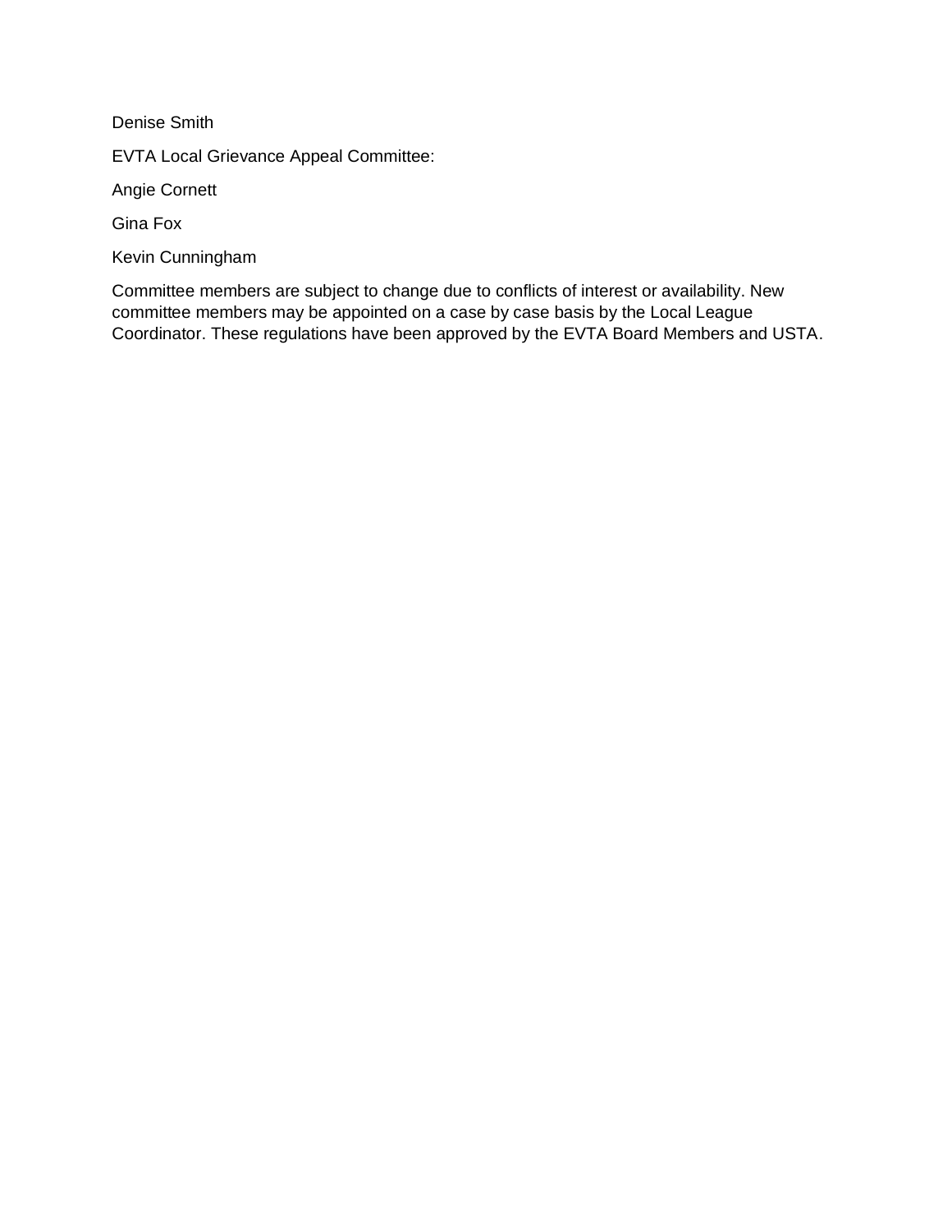Denise Smith

EVTA Local Grievance Appeal Committee:

Angie Cornett

Gina Fox

Kevin Cunningham

Committee members are subject to change due to conflicts of interest or availability. New committee members may be appointed on a case by case basis by the Local League Coordinator. These regulations have been approved by the EVTA Board Members and USTA.